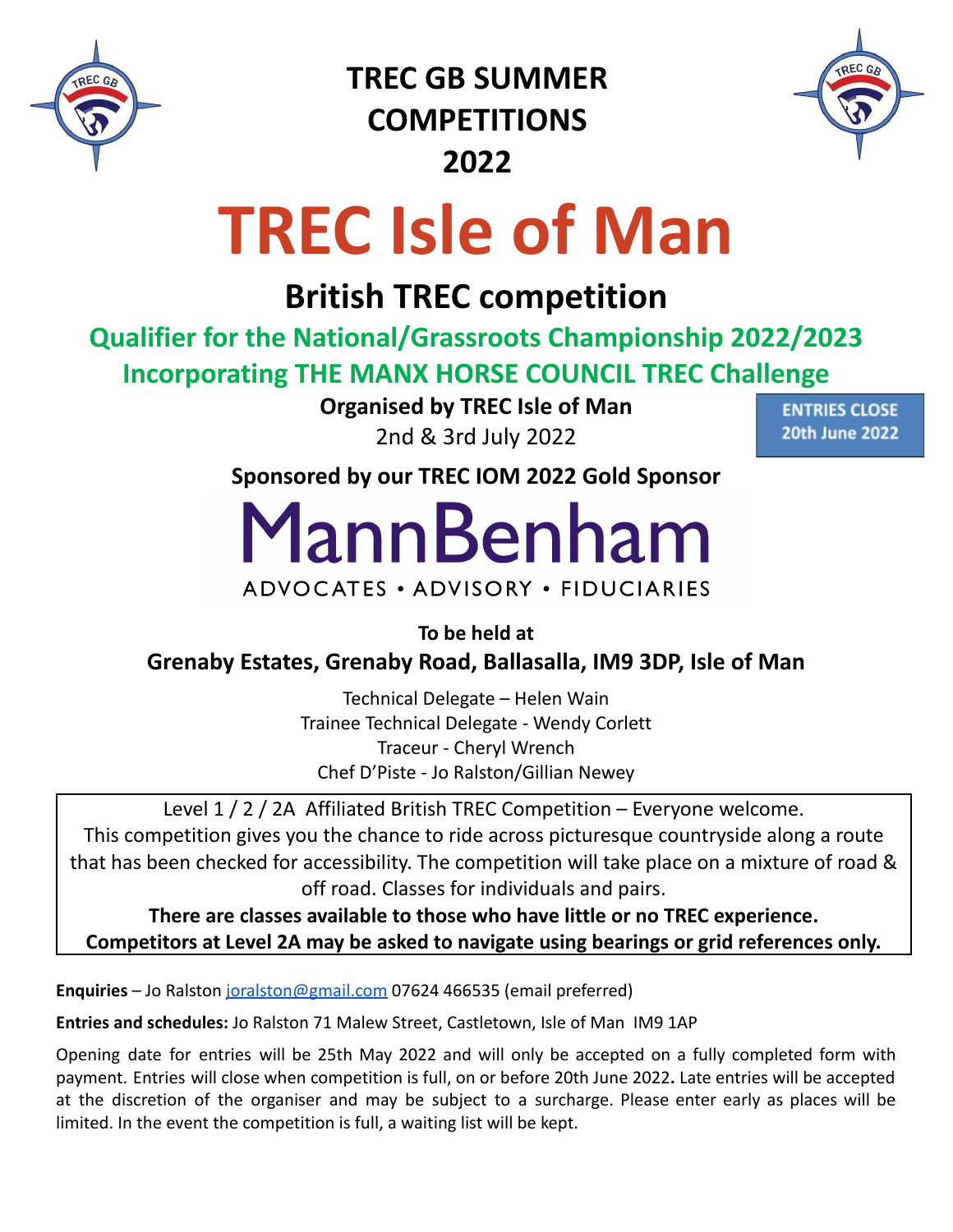# TREC GB SUMMER COMPETITIONS 2022

# TREC Isle of Man

## British TREC competition

**Qualifier for the National/Grassroots Championship 2022/2023**

**Incorporating THE MANX HORSE COUNCIL TREC Challenge**

**Organised by TREC Isle of Man**

2nd & 3rd July 2022

**ENTRIES CLOSE 20th June 2022**

**Sponsored by our TREC IOM 2022 Gold Sponsor**

MannBenham

ADVOCATES • ADVISORY • FIDUCIARIES

**To be held at**

**Grenaby Estates, Grenaby Road, Ballasalla, IM9 3DP, Isle of Man**

Technical Delegate – Helen Wain
Trainee Technical Delegate - Wendy Corlett
Traceur - Cheryl Wrench
Chef D'Piste - Jo Ralston/Gillian Newey

Level 1 / 2 / 2A Affiliated British TREC Competition – Everyone welcome.
This competition gives you the chance to ride across picturesque countryside along a route that has been checked for accessibility. The competition will take place on a mixture of road & off road. Classes for individuals and pairs.

**There are classes available to those who have little or no TREC experience.**
**Competitors at Level 2A may be asked to navigate using bearings or grid references only.**

**Enquiries** – Jo Ralston joralston@gmail.com 07624 466535 (email preferred)

**Entries and schedules:** Jo Ralston 71 Malew Street, Castletown, Isle of Man IM9 1AP

Opening date for entries will be 25th May 2022 and will only be accepted on a fully completed form with payment. Entries will close when competition is full, on or before 20th June 2022**.** Late entries will be accepted at the discretion of the organiser and may be subject to a surcharge. Please enter early as places will be limited. In the event the competition is full, a waiting list will be kept.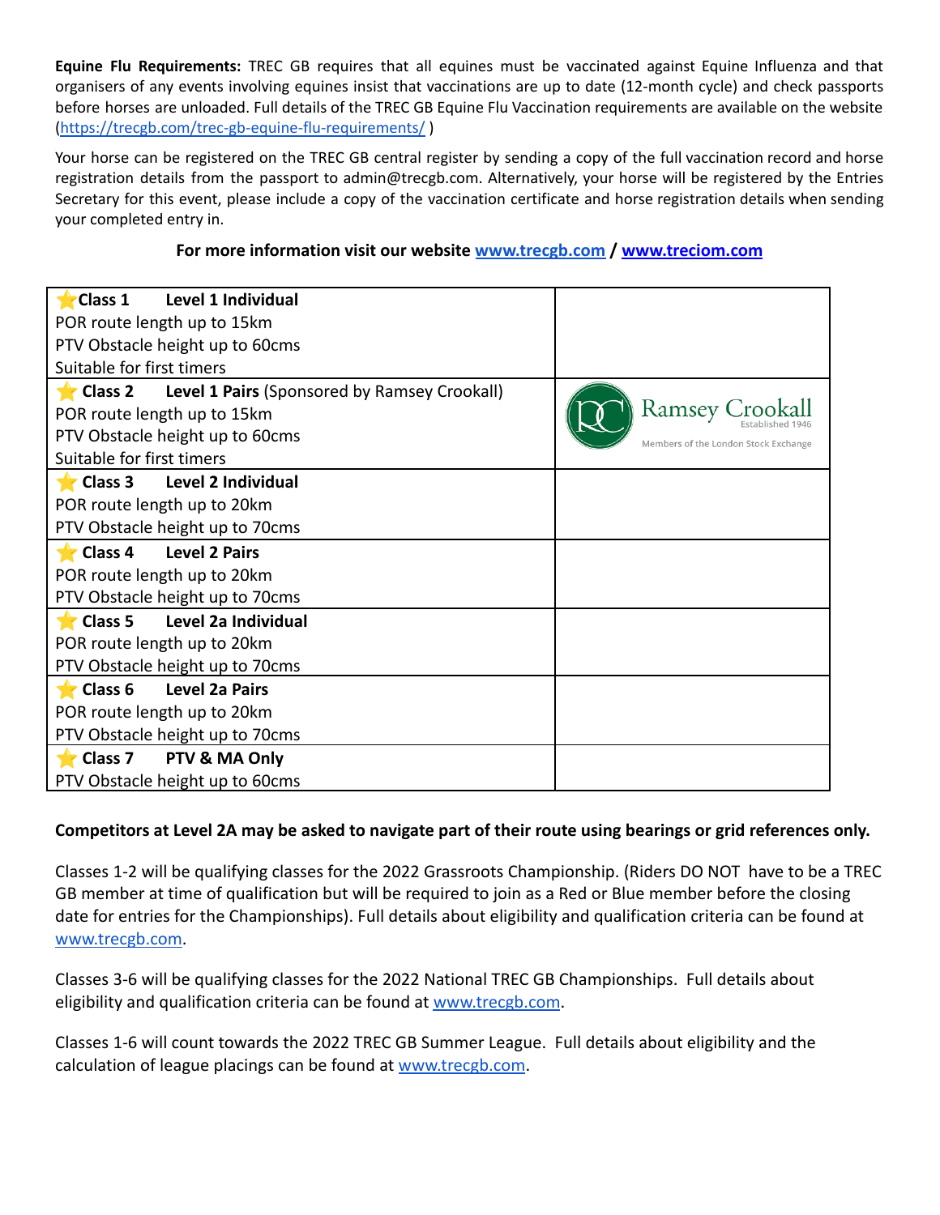**Equine Flu Requirements:** TREC GB requires that all equines must be vaccinated against Equine Influenza and that organisers of any events involving equines insist that vaccinations are up to date (12-month cycle) and check passports before horses are unloaded. Full details of the TREC GB Equine Flu Vaccination requirements are available on the website (https://trecgb.com/trec-gb-equine-flu-requirements/ )

Your horse can be registered on the TREC GB central register by sending a copy of the full vaccination record and horse registration details from the passport to admin@trecgb.com. Alternatively, your horse will be registered by the Entries Secretary for this event, please include a copy of the vaccination certificate and horse registration details when sending your completed entry in.

**For more information visit our website www.trecgb.com / www.treciom.com**

| Class | |
|---|---|
| ⭐**Class 1 Level 1 Individual**<br>POR route length up to 15km<br>PTV Obstacle height up to 60cms<br>Suitable for first timers | |
| ⭐**Class 2 Level 1 Pairs** (Sponsored by Ramsey Crookall)<br>POR route length up to 15km<br>PTV Obstacle height up to 60cms<br>Suitable for first timers | Ramsey Crookall Established 1946 Members of the London Stock Exchange |
| ⭐**Class 3 Level 2 Individual**<br>POR route length up to 20km<br>PTV Obstacle height up to 70cms | |
| ⭐**Class 4 Level 2 Pairs**<br>POR route length up to 20km<br>PTV Obstacle height up to 70cms | |
| ⭐**Class 5 Level 2a Individual**<br>POR route length up to 20km<br>PTV Obstacle height up to 70cms | |
| ⭐**Class 6 Level 2a Pairs**<br>POR route length up to 20km<br>PTV Obstacle height up to 70cms | |
| ⭐**Class 7 PTV & MA Only**<br>PTV Obstacle height up to 60cms | |

**Competitors at Level 2A may be asked to navigate part of their route using bearings or grid references only.**

Classes 1-2 will be qualifying classes for the 2022 Grassroots Championship. (Riders DO NOT have to be a TREC GB member at time of qualification but will be required to join as a Red or Blue member before the closing date for entries for the Championships). Full details about eligibility and qualification criteria can be found at www.trecgb.com.

Classes 3-6 will be qualifying classes for the 2022 National TREC GB Championships. Full details about eligibility and qualification criteria can be found at www.trecgb.com.

Classes 1-6 will count towards the 2022 TREC GB Summer League. Full details about eligibility and the calculation of league placings can be found at www.trecgb.com.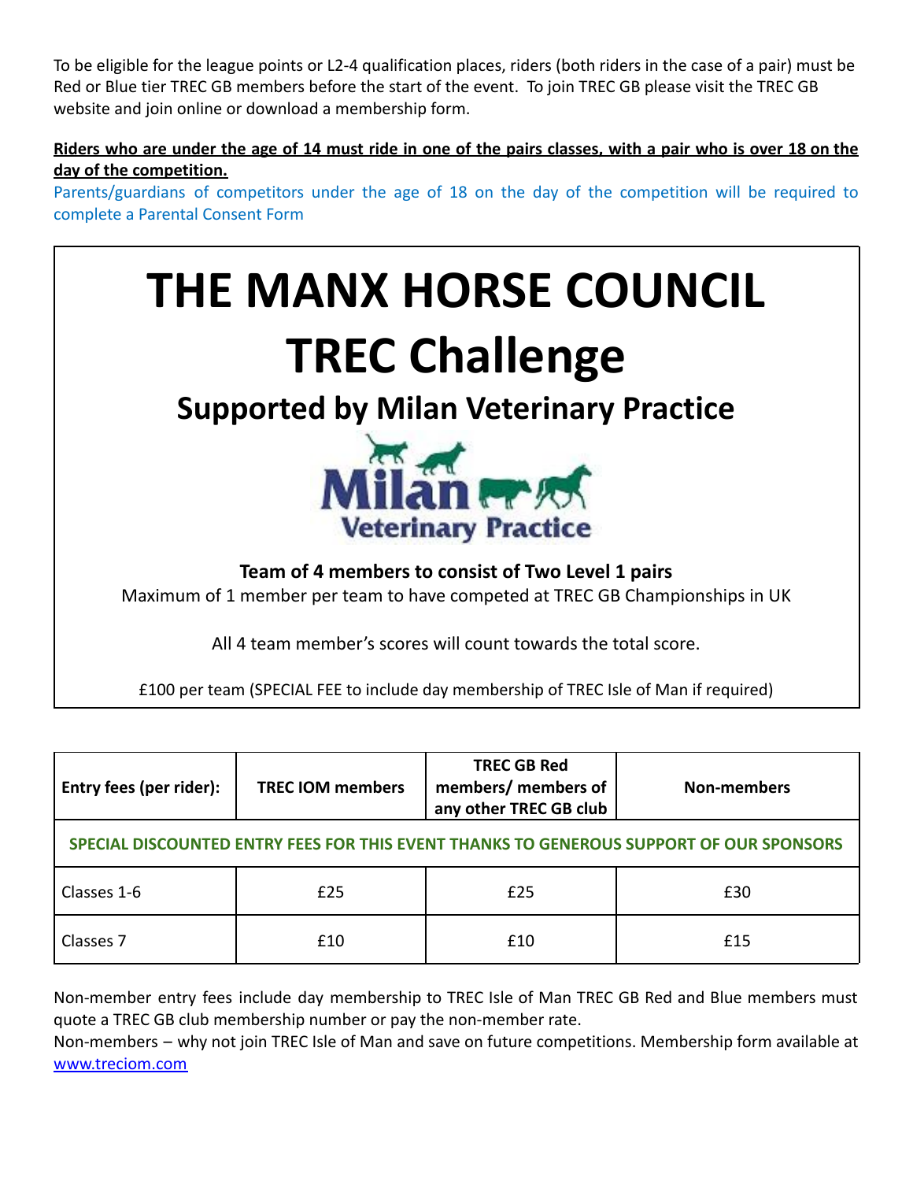To be eligible for the league points or L2-4 qualification places, riders (both riders in the case of a pair) must be Red or Blue tier TREC GB members before the start of the event. To join TREC GB please visit the TREC GB website and join online or download a membership form.

**Riders who are under the age of 14 must ride in one of the pairs classes, with a pair who is over 18 on the day of the competition.**

Parents/guardians of competitors under the age of 18 on the day of the competition will be required to complete a Parental Consent Form

# THE MANX HORSE COUNCIL TREC Challenge

## Supported by Milan Veterinary Practice

**Team of 4 members to consist of Two Level 1 pairs**

Maximum of 1 member per team to have competed at TREC GB Championships in UK

All 4 team member's scores will count towards the total score.

£100 per team (SPECIAL FEE to include day membership of TREC Isle of Man if required)

| Entry fees (per rider): | TREC IOM members | TREC GB Red members/ members of any other TREC GB club | Non-members |
|---|---|---|---|
| **SPECIAL DISCOUNTED ENTRY FEES FOR THIS EVENT THANKS TO GENEROUS SUPPORT OF OUR SPONSORS** | | | |
| Classes 1-6 | £25 | £25 | £30 |
| Classes 7 | £10 | £10 | £15 |

Non-member entry fees include day membership to TREC Isle of Man TREC GB Red and Blue members must quote a TREC GB club membership number or pay the non-member rate.

Non-members – why not join TREC Isle of Man and save on future competitions. Membership form available at [www.treciom.com](www.treciom.com)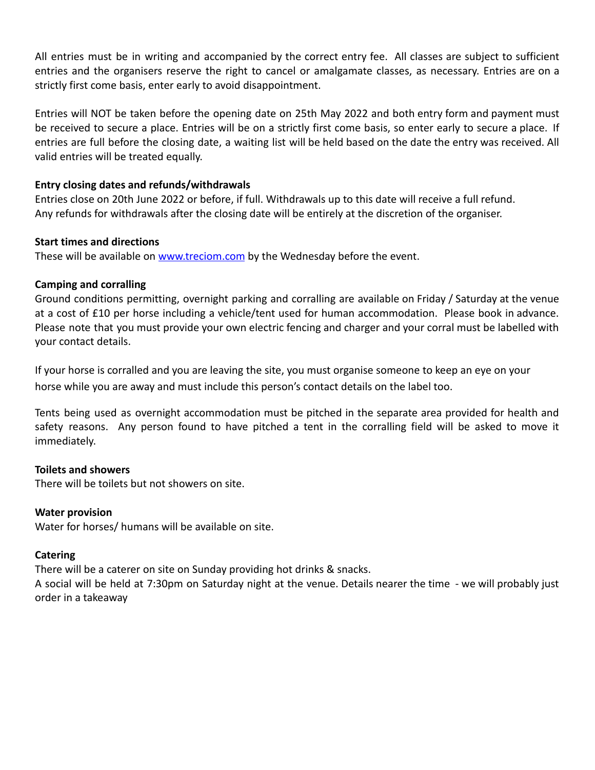All entries must be in writing and accompanied by the correct entry fee. All classes are subject to sufficient entries and the organisers reserve the right to cancel or amalgamate classes, as necessary. Entries are on a strictly first come basis, enter early to avoid disappointment.

Entries will NOT be taken before the opening date on 25th May 2022 and both entry form and payment must be received to secure a place. Entries will be on a strictly first come basis, so enter early to secure a place. If entries are full before the closing date, a waiting list will be held based on the date the entry was received. All valid entries will be treated equally.

**Entry closing dates and refunds/withdrawals**

Entries close on 20th June 2022 or before, if full. Withdrawals up to this date will receive a full refund.
Any refunds for withdrawals after the closing date will be entirely at the discretion of the organiser.

**Start times and directions**

These will be available on [www.treciom.com](http://www.treciom.com) by the Wednesday before the event.

**Camping and corralling**

Ground conditions permitting, overnight parking and corralling are available on Friday / Saturday at the venue at a cost of £10 per horse including a vehicle/tent used for human accommodation. Please book in advance. Please note that you must provide your own electric fencing and charger and your corral must be labelled with your contact details.

If your horse is corralled and you are leaving the site, you must organise someone to keep an eye on your horse while you are away and must include this person's contact details on the label too.

Tents being used as overnight accommodation must be pitched in the separate area provided for health and safety reasons. Any person found to have pitched a tent in the corralling field will be asked to move it immediately.

**Toilets and showers**

There will be toilets but not showers on site.

**Water provision**

Water for horses/ humans will be available on site.

**Catering**

There will be a caterer on site on Sunday providing hot drinks & snacks.
A social will be held at 7:30pm on Saturday night at the venue. Details nearer the time - we will probably just order in a takeaway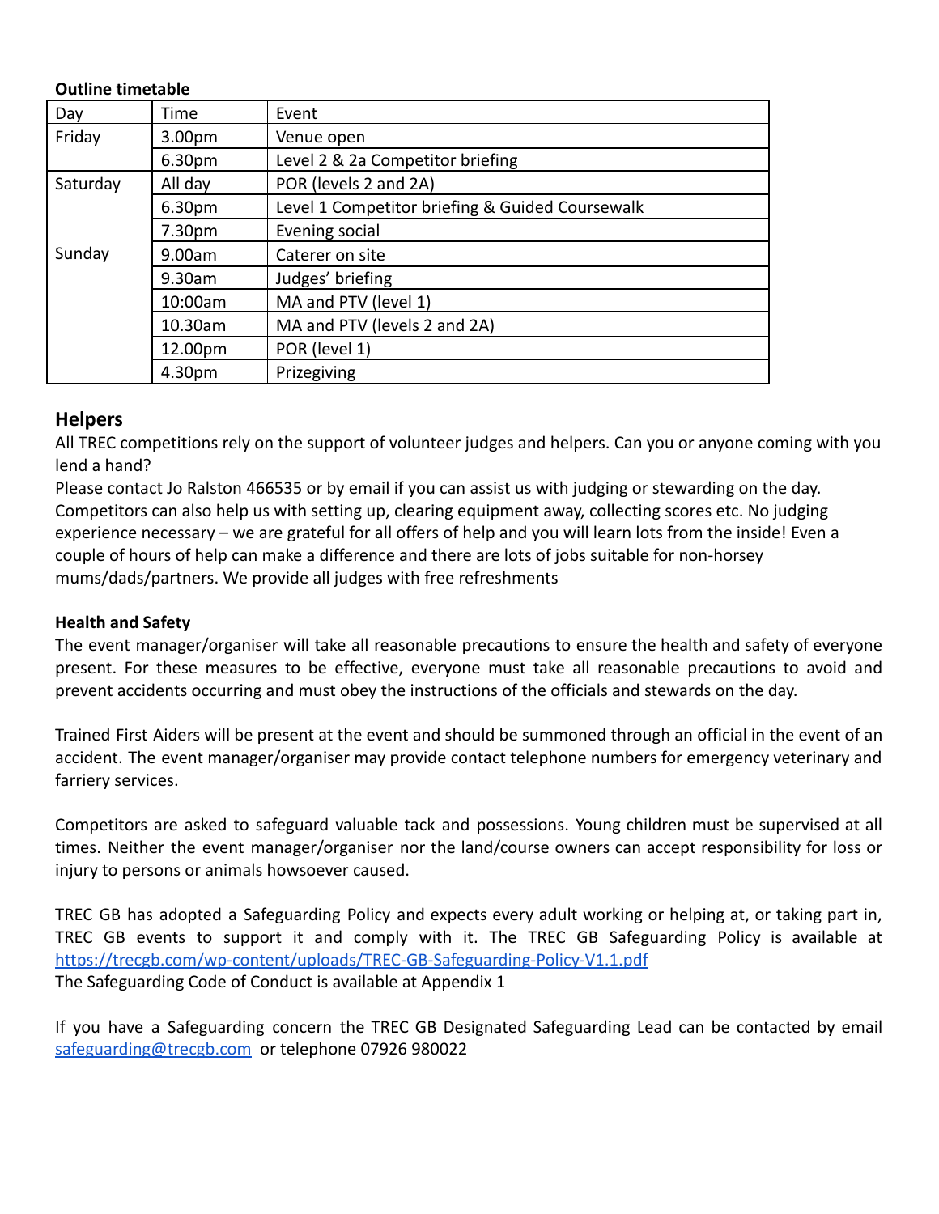**Outline timetable**

| Day | Time | Event |
|---|---|---|
| Friday | 3.00pm | Venue open |
| | 6.30pm | Level 2 & 2a Competitor briefing |
| Saturday | All day | POR (levels 2 and 2A) |
| | 6.30pm | Level 1 Competitor briefing & Guided Coursewalk |
| | 7.30pm | Evening social |
| Sunday | 9.00am | Caterer on site |
| | 9.30am | Judges' briefing |
| | 10:00am | MA and PTV (level 1) |
| | 10.30am | MA and PTV (levels 2 and 2A) |
| | 12.00pm | POR (level 1) |
| | 4.30pm | Prizegiving |

## Helpers

All TREC competitions rely on the support of volunteer judges and helpers. Can you or anyone coming with you lend a hand?

Please contact Jo Ralston 466535 or by email if you can assist us with judging or stewarding on the day. Competitors can also help us with setting up, clearing equipment away, collecting scores etc. No judging experience necessary – we are grateful for all offers of help and you will learn lots from the inside! Even a couple of hours of help can make a difference and there are lots of jobs suitable for non-horsey mums/dads/partners. We provide all judges with free refreshments

**Health and Safety**

The event manager/organiser will take all reasonable precautions to ensure the health and safety of everyone present. For these measures to be effective, everyone must take all reasonable precautions to avoid and prevent accidents occurring and must obey the instructions of the officials and stewards on the day.

Trained First Aiders will be present at the event and should be summoned through an official in the event of an accident. The event manager/organiser may provide contact telephone numbers for emergency veterinary and farriery services.

Competitors are asked to safeguard valuable tack and possessions. Young children must be supervised at all times. Neither the event manager/organiser nor the land/course owners can accept responsibility for loss or injury to persons or animals howsoever caused.

TREC GB has adopted a Safeguarding Policy and expects every adult working or helping at, or taking part in, TREC GB events to support it and comply with it. The TREC GB Safeguarding Policy is available at https://trecgb.com/wp-content/uploads/TREC-GB-Safeguarding-Policy-V1.1.pdf
The Safeguarding Code of Conduct is available at Appendix 1

If you have a Safeguarding concern the TREC GB Designated Safeguarding Lead can be contacted by email safeguarding@trecgb.com or telephone 07926 980022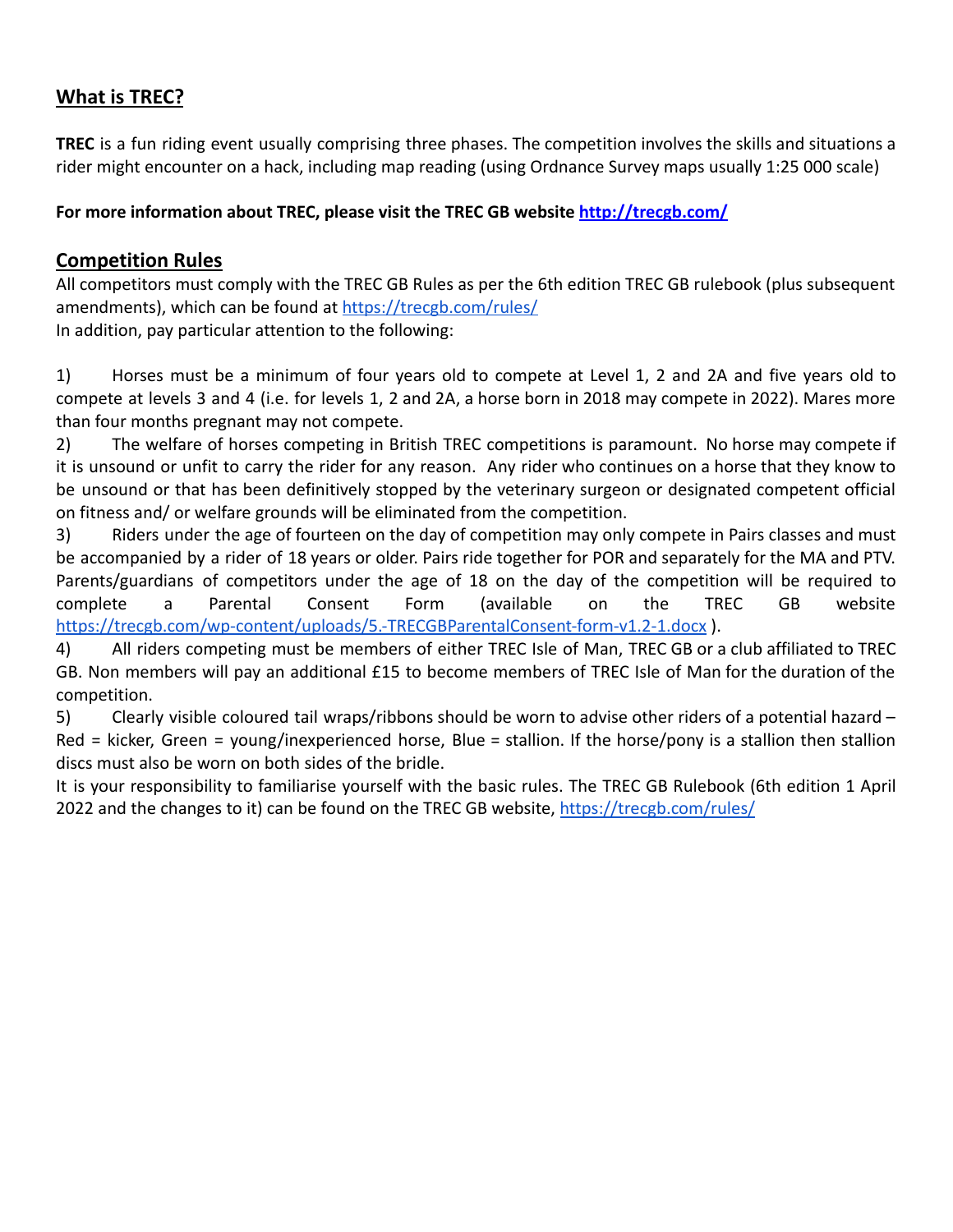## What is TREC?

**TREC** is a fun riding event usually comprising three phases. The competition involves the skills and situations a rider might encounter on a hack, including map reading (using Ordnance Survey maps usually 1:25 000 scale)

**For more information about TREC, please visit the TREC GB website [http://trecgb.com/](http://trecgb.com/)**

## Competition Rules

All competitors must comply with the TREC GB Rules as per the 6th edition TREC GB rulebook (plus subsequent amendments), which can be found at [https://trecgb.com/rules/](https://trecgb.com/rules/)

In addition, pay particular attention to the following:

1) Horses must be a minimum of four years old to compete at Level 1, 2 and 2A and five years old to compete at levels 3 and 4 (i.e. for levels 1, 2 and 2A, a horse born in 2018 may compete in 2022). Mares more than four months pregnant may not compete.

2) The welfare of horses competing in British TREC competitions is paramount. No horse may compete if it is unsound or unfit to carry the rider for any reason. Any rider who continues on a horse that they know to be unsound or that has been definitively stopped by the veterinary surgeon or designated competent official on fitness and/ or welfare grounds will be eliminated from the competition.

3) Riders under the age of fourteen on the day of competition may only compete in Pairs classes and must be accompanied by a rider of 18 years or older. Pairs ride together for POR and separately for the MA and PTV. Parents/guardians of competitors under the age of 18 on the day of the competition will be required to complete a Parental Consent Form (available on the TREC GB website [https://trecgb.com/wp-content/uploads/5.-TRECGBParentalConsent-form-v1.2-1.docx](https://trecgb.com/wp-content/uploads/5.-TRECGBParentalConsent-form-v1.2-1.docx) ).

4) All riders competing must be members of either TREC Isle of Man, TREC GB or a club affiliated to TREC GB. Non members will pay an additional £15 to become members of TREC Isle of Man for the duration of the competition.

5) Clearly visible coloured tail wraps/ribbons should be worn to advise other riders of a potential hazard – Red = kicker, Green = young/inexperienced horse, Blue = stallion. If the horse/pony is a stallion then stallion discs must also be worn on both sides of the bridle.

It is your responsibility to familiarise yourself with the basic rules. The TREC GB Rulebook (6th edition 1 April 2022 and the changes to it) can be found on the TREC GB website, [https://trecgb.com/rules/](https://trecgb.com/rules/)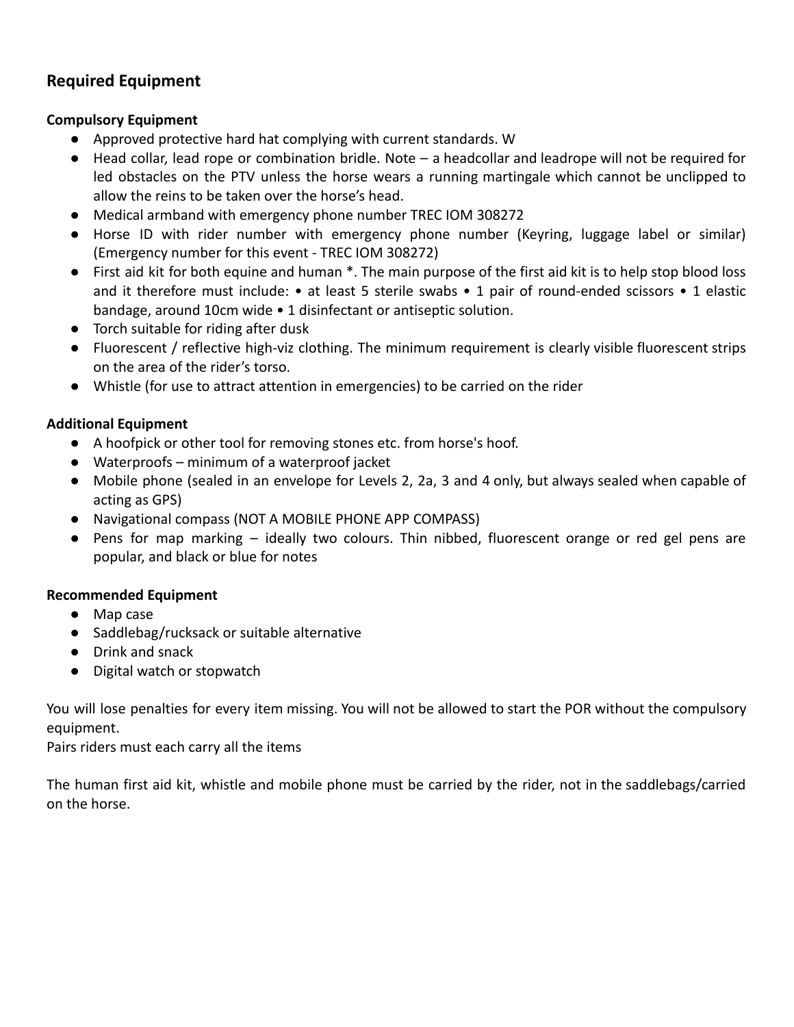## Required Equipment

**Compulsory Equipment**

- Approved protective hard hat complying with current standards. W
- Head collar, lead rope or combination bridle. Note – a headcollar and leadrope will not be required for led obstacles on the PTV unless the horse wears a running martingale which cannot be unclipped to allow the reins to be taken over the horse's head.
- Medical armband with emergency phone number TREC IOM 308272
- Horse ID with rider number with emergency phone number (Keyring, luggage label or similar) (Emergency number for this event - TREC IOM 308272)
- First aid kit for both equine and human *. The main purpose of the first aid kit is to help stop blood loss and it therefore must include: • at least 5 sterile swabs • 1 pair of round-ended scissors • 1 elastic bandage, around 10cm wide • 1 disinfectant or antiseptic solution.
- Torch suitable for riding after dusk
- Fluorescent / reflective high-viz clothing. The minimum requirement is clearly visible fluorescent strips on the area of the rider's torso.
- Whistle (for use to attract attention in emergencies) to be carried on the rider

**Additional Equipment**

- A hoofpick or other tool for removing stones etc. from horse's hoof.
- Waterproofs – minimum of a waterproof jacket
- Mobile phone (sealed in an envelope for Levels 2, 2a, 3 and 4 only, but always sealed when capable of acting as GPS)
- Navigational compass (NOT A MOBILE PHONE APP COMPASS)
- Pens for map marking – ideally two colours. Thin nibbed, fluorescent orange or red gel pens are popular, and black or blue for notes

**Recommended Equipment**

- Map case
- Saddlebag/rucksack or suitable alternative
- Drink and snack
- Digital watch or stopwatch

You will lose penalties for every item missing. You will not be allowed to start the POR without the compulsory equipment.
Pairs riders must each carry all the items

The human first aid kit, whistle and mobile phone must be carried by the rider, not in the saddlebags/carried on the horse.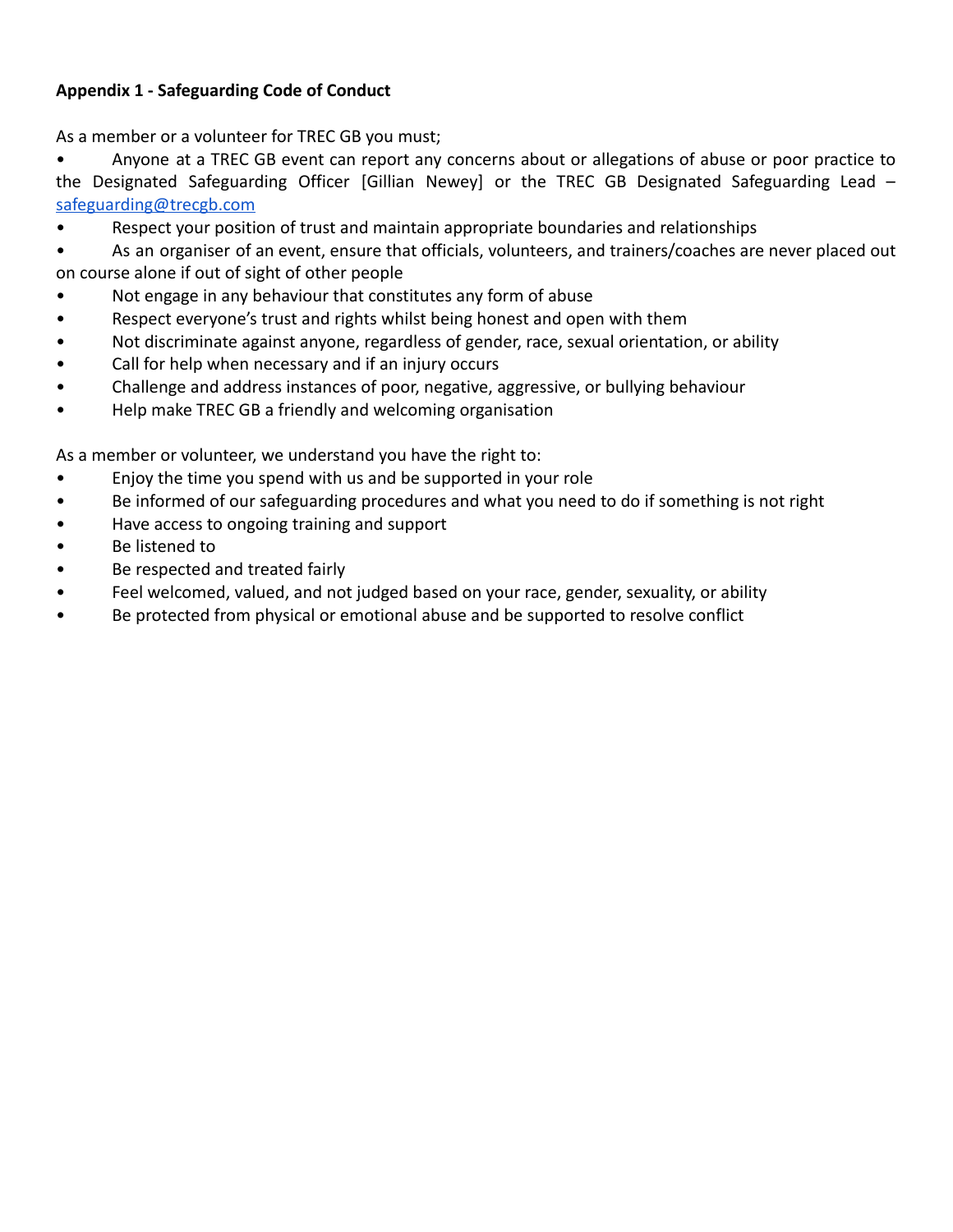**Appendix 1 - Safeguarding Code of Conduct**

As a member or a volunteer for TREC GB you must;

- Anyone at a TREC GB event can report any concerns about or allegations of abuse or poor practice to the Designated Safeguarding Officer [Gillian Newey] or the TREC GB Designated Safeguarding Lead – safeguarding@trecgb.com
- Respect your position of trust and maintain appropriate boundaries and relationships
- As an organiser of an event, ensure that officials, volunteers, and trainers/coaches are never placed out on course alone if out of sight of other people
- Not engage in any behaviour that constitutes any form of abuse
- Respect everyone's trust and rights whilst being honest and open with them
- Not discriminate against anyone, regardless of gender, race, sexual orientation, or ability
- Call for help when necessary and if an injury occurs
- Challenge and address instances of poor, negative, aggressive, or bullying behaviour
- Help make TREC GB a friendly and welcoming organisation

As a member or volunteer, we understand you have the right to:

- Enjoy the time you spend with us and be supported in your role
- Be informed of our safeguarding procedures and what you need to do if something is not right
- Have access to ongoing training and support
- Be listened to
- Be respected and treated fairly
- Feel welcomed, valued, and not judged based on your race, gender, sexuality, or ability
- Be protected from physical or emotional abuse and be supported to resolve conflict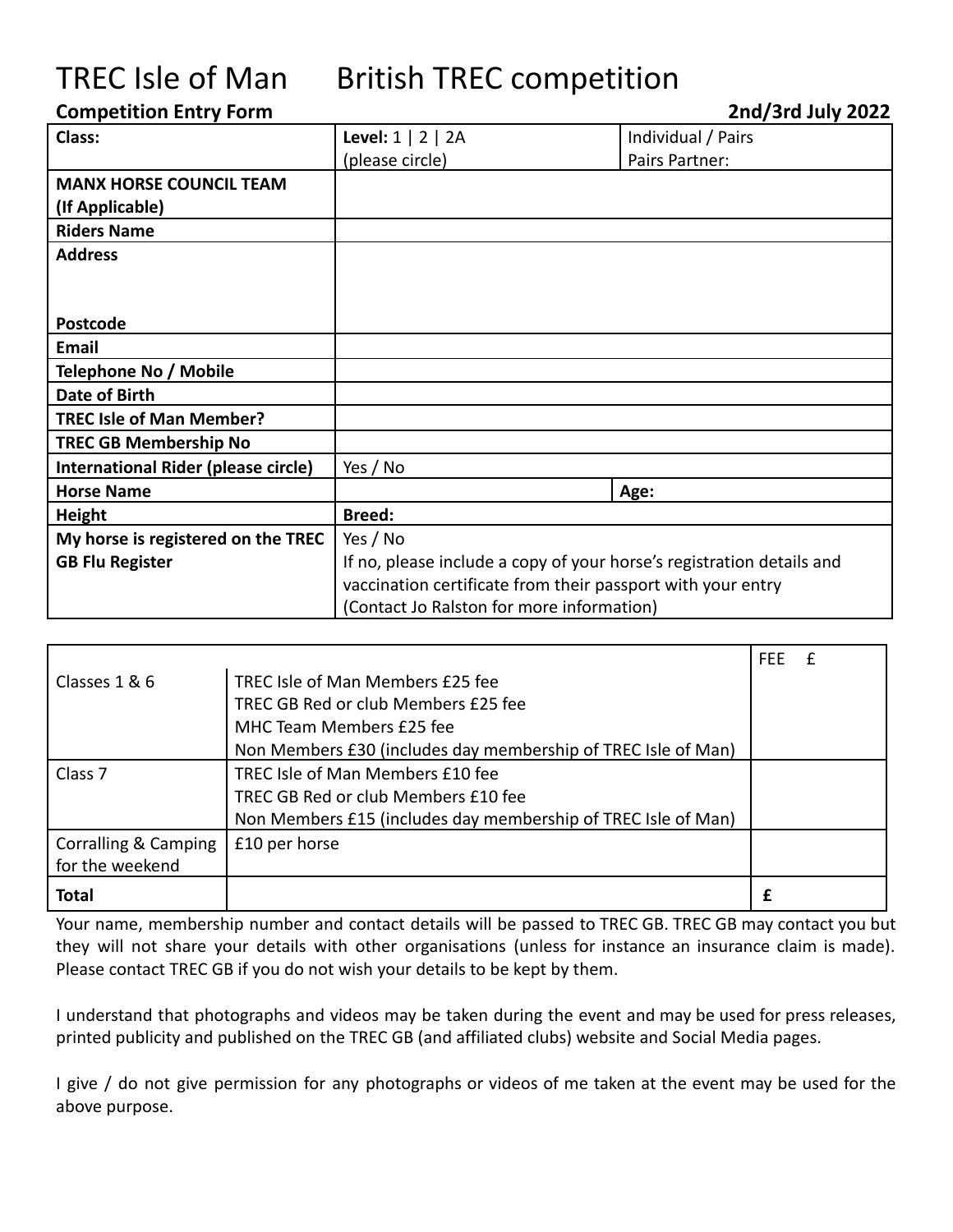# TREC Isle of Man British TREC competition

**Competition Entry Form** **2nd/3rd July 2022**

| **Class:** | **Level:** 1 \| 2 \| 2A (please circle) | Individual / Pairs Pairs Partner: |
|---|---|---|
| **MANX HORSE COUNCIL TEAM (If Applicable)** | | |
| **Riders Name** | | |
| **Address**<br><br>**Postcode** | | |
| **Email** | | |
| **Telephone No / Mobile** | | |
| **Date of Birth** | | |
| **TREC Isle of Man Member?** | | |
| **TREC GB Membership No** | | |
| **International Rider (please circle)** | Yes / No | |
| **Horse Name** | | **Age:** |
| **Height** | **Breed:** | |
| **My horse is registered on the TREC GB Flu Register** | Yes / No<br>If no, please include a copy of your horse's registration details and vaccination certificate from their passport with your entry<br>(Contact Jo Ralston for more information) | |

| | | FEE £ |
|---|---|---|
| Classes 1 & 6 | TREC Isle of Man Members £25 fee<br>TREC GB Red or club Members £25 fee<br>MHC Team Members £25 fee<br>Non Members £30 (includes day membership of TREC Isle of Man) | |
| Class 7 | TREC Isle of Man Members £10 fee<br>TREC GB Red or club Members £10 fee<br>Non Members £15 (includes day membership of TREC Isle of Man) | |
| Corralling & Camping for the weekend | £10 per horse | |
| **Total** | | **£** |

Your name, membership number and contact details will be passed to TREC GB. TREC GB may contact you but they will not share your details with other organisations (unless for instance an insurance claim is made). Please contact TREC GB if you do not wish your details to be kept by them.

I understand that photographs and videos may be taken during the event and may be used for press releases, printed publicity and published on the TREC GB (and affiliated clubs) website and Social Media pages.

I give / do not give permission for any photographs or videos of me taken at the event may be used for the above purpose.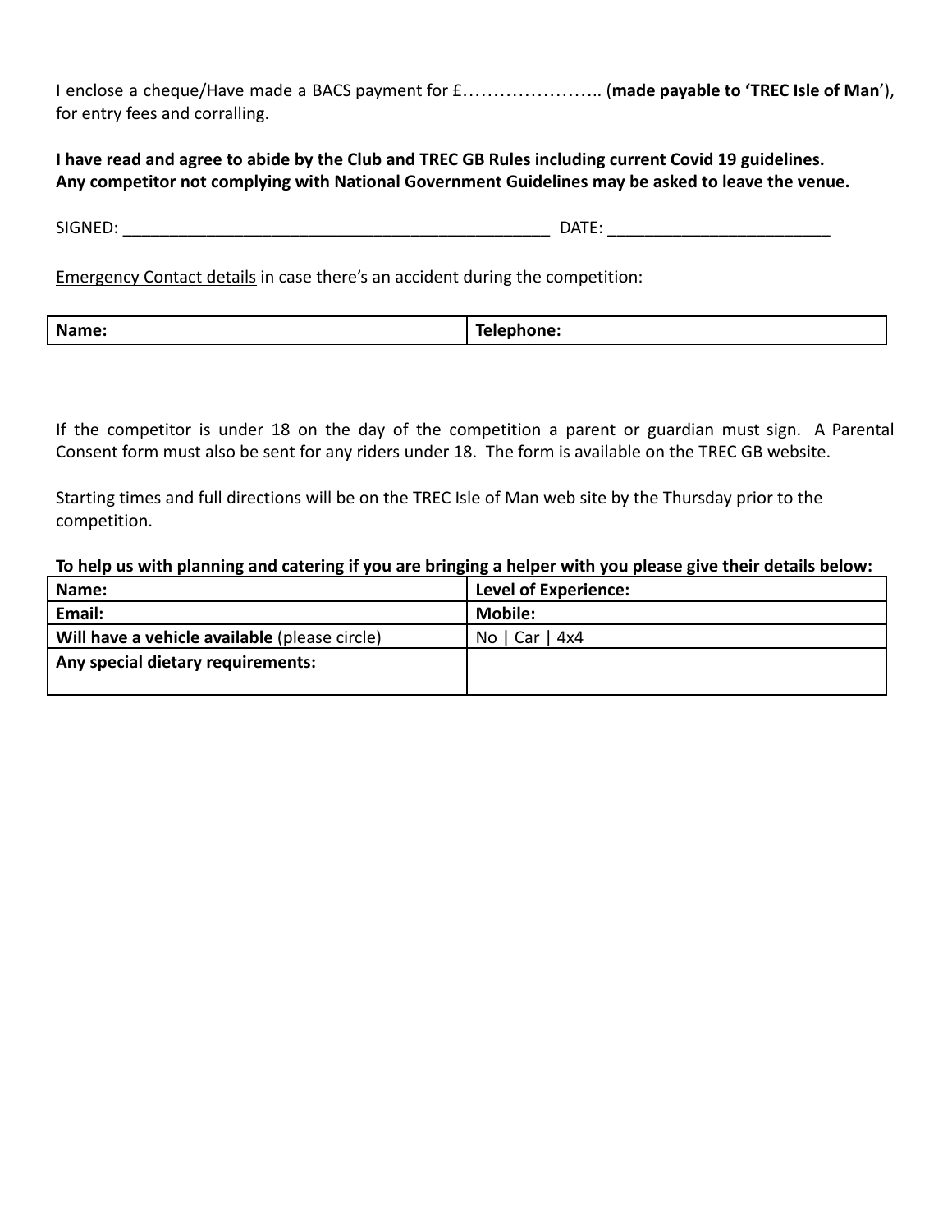I enclose a cheque/Have made a BACS payment for £………………….. (**made payable to 'TREC Isle of Man**'), for entry fees and corralling.

**I have read and agree to abide by the Club and TREC GB Rules including current Covid 19 guidelines. Any competitor not complying with National Government Guidelines may be asked to leave the venue.**

SIGNED: _______________________________________________ DATE: ________________________

<u>Emergency Contact details</u> in case there's an accident during the competition:

| | |
|---|---|
| **Name:** | **Telephone:** |

If the competitor is under 18 on the day of the competition a parent or guardian must sign. A Parental Consent form must also be sent for any riders under 18. The form is available on the TREC GB website.

Starting times and full directions will be on the TREC Isle of Man web site by the Thursday prior to the competition.

**To help us with planning and catering if you are bringing a helper with you please give their details below:**

| | |
|---|---|
| **Name:** | **Level of Experience:** |
| **Email:** | **Mobile:** |
| **Will have a vehicle available** (please circle) | No \| Car \| 4x4 |
| **Any special dietary requirements:** | |